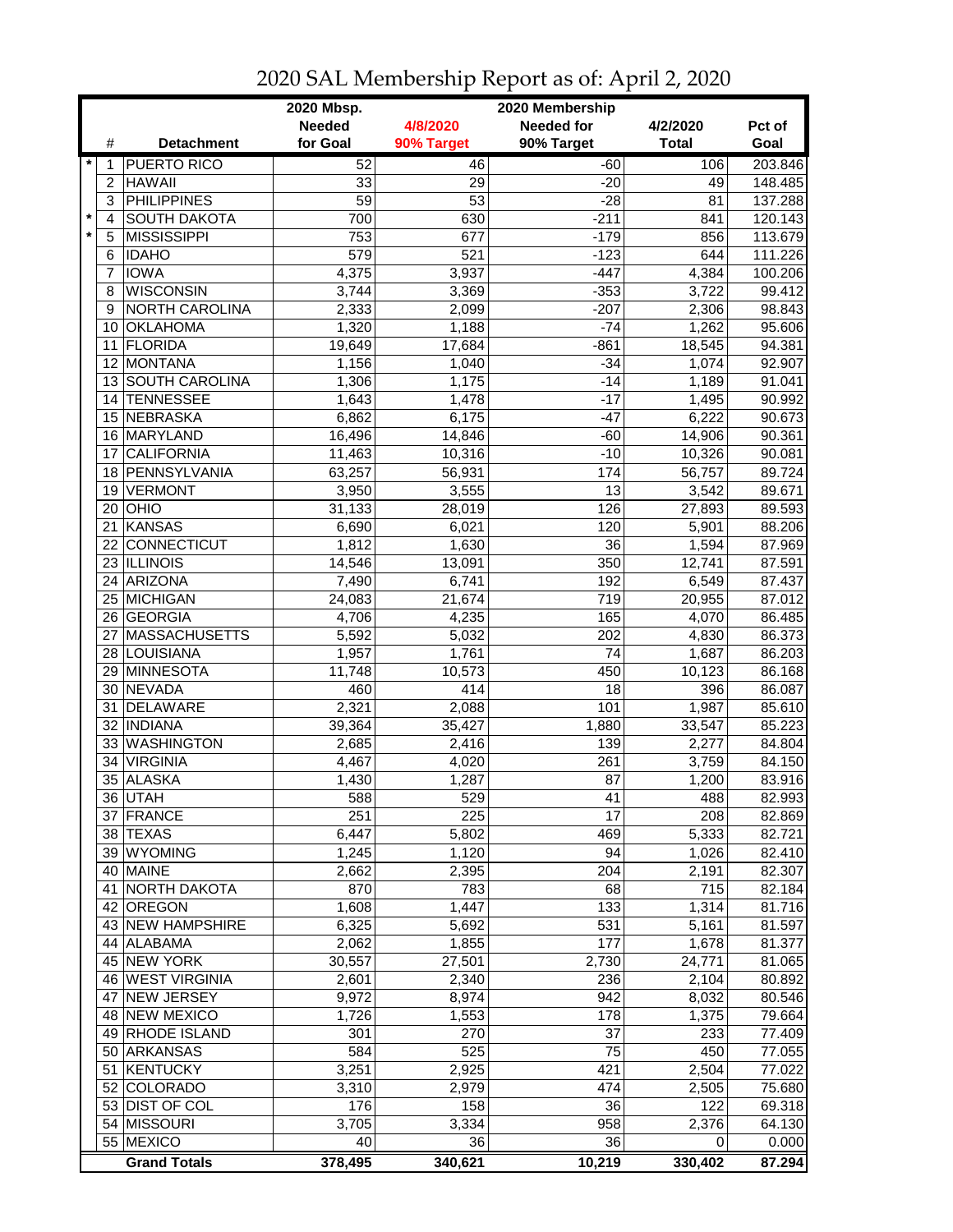# 2020 SAL Membership Report as of: April 2, 2020

| | # | Detachment | 2020 Mbsp. Needed for Goal | 4/8/2020 90% Target | 2020 Membership Needed for 90% Target | 4/2/2020 Total | Pct of Goal |
|---|---|---|---|---|---|---|---|
| * | 1 | PUERTO RICO | 52 | 46 | -60 | 106 | 203.846 |
| | 2 | HAWAII | 33 | 29 | -20 | 49 | 148.485 |
| | 3 | PHILIPPINES | 59 | 53 | -28 | 81 | 137.288 |
| * | 4 | SOUTH DAKOTA | 700 | 630 | -211 | 841 | 120.143 |
| * | 5 | MISSISSIPPI | 753 | 677 | -179 | 856 | 113.679 |
| | 6 | IDAHO | 579 | 521 | -123 | 644 | 111.226 |
| | 7 | IOWA | 4,375 | 3,937 | -447 | 4,384 | 100.206 |
| | 8 | WISCONSIN | 3,744 | 3,369 | -353 | 3,722 | 99.412 |
| | 9 | NORTH CAROLINA | 2,333 | 2,099 | -207 | 2,306 | 98.843 |
| | 10 | OKLAHOMA | 1,320 | 1,188 | -74 | 1,262 | 95.606 |
| | 11 | FLORIDA | 19,649 | 17,684 | -861 | 18,545 | 94.381 |
| | 12 | MONTANA | 1,156 | 1,040 | -34 | 1,074 | 92.907 |
| | 13 | SOUTH CAROLINA | 1,306 | 1,175 | -14 | 1,189 | 91.041 |
| | 14 | TENNESSEE | 1,643 | 1,478 | -17 | 1,495 | 90.992 |
| | 15 | NEBRASKA | 6,862 | 6,175 | -47 | 6,222 | 90.673 |
| | 16 | MARYLAND | 16,496 | 14,846 | -60 | 14,906 | 90.361 |
| | 17 | CALIFORNIA | 11,463 | 10,316 | -10 | 10,326 | 90.081 |
| | 18 | PENNSYLVANIA | 63,257 | 56,931 | 174 | 56,757 | 89.724 |
| | 19 | VERMONT | 3,950 | 3,555 | 13 | 3,542 | 89.671 |
| | 20 | OHIO | 31,133 | 28,019 | 126 | 27,893 | 89.593 |
| | 21 | KANSAS | 6,690 | 6,021 | 120 | 5,901 | 88.206 |
| | 22 | CONNECTICUT | 1,812 | 1,630 | 36 | 1,594 | 87.969 |
| | 23 | ILLINOIS | 14,546 | 13,091 | 350 | 12,741 | 87.591 |
| | 24 | ARIZONA | 7,490 | 6,741 | 192 | 6,549 | 87.437 |
| | 25 | MICHIGAN | 24,083 | 21,674 | 719 | 20,955 | 87.012 |
| | 26 | GEORGIA | 4,706 | 4,235 | 165 | 4,070 | 86.485 |
| | 27 | MASSACHUSETTS | 5,592 | 5,032 | 202 | 4,830 | 86.373 |
| | 28 | LOUISIANA | 1,957 | 1,761 | 74 | 1,687 | 86.203 |
| | 29 | MINNESOTA | 11,748 | 10,573 | 450 | 10,123 | 86.168 |
| | 30 | NEVADA | 460 | 414 | 18 | 396 | 86.087 |
| | 31 | DELAWARE | 2,321 | 2,088 | 101 | 1,987 | 85.610 |
| | 32 | INDIANA | 39,364 | 35,427 | 1,880 | 33,547 | 85.223 |
| | 33 | WASHINGTON | 2,685 | 2,416 | 139 | 2,277 | 84.804 |
| | 34 | VIRGINIA | 4,467 | 4,020 | 261 | 3,759 | 84.150 |
| | 35 | ALASKA | 1,430 | 1,287 | 87 | 1,200 | 83.916 |
| | 36 | UTAH | 588 | 529 | 41 | 488 | 82.993 |
| | 37 | FRANCE | 251 | 225 | 17 | 208 | 82.869 |
| | 38 | TEXAS | 6,447 | 5,802 | 469 | 5,333 | 82.721 |
| | 39 | WYOMING | 1,245 | 1,120 | 94 | 1,026 | 82.410 |
| | 40 | MAINE | 2,662 | 2,395 | 204 | 2,191 | 82.307 |
| | 41 | NORTH DAKOTA | 870 | 783 | 68 | 715 | 82.184 |
| | 42 | OREGON | 1,608 | 1,447 | 133 | 1,314 | 81.716 |
| | 43 | NEW HAMPSHIRE | 6,325 | 5,692 | 531 | 5,161 | 81.597 |
| | 44 | ALABAMA | 2,062 | 1,855 | 177 | 1,678 | 81.377 |
| | 45 | NEW YORK | 30,557 | 27,501 | 2,730 | 24,771 | 81.065 |
| | 46 | WEST VIRGINIA | 2,601 | 2,340 | 236 | 2,104 | 80.892 |
| | 47 | NEW JERSEY | 9,972 | 8,974 | 942 | 8,032 | 80.546 |
| | 48 | NEW MEXICO | 1,726 | 1,553 | 178 | 1,375 | 79.664 |
| | 49 | RHODE ISLAND | 301 | 270 | 37 | 233 | 77.409 |
| | 50 | ARKANSAS | 584 | 525 | 75 | 450 | 77.055 |
| | 51 | KENTUCKY | 3,251 | 2,925 | 421 | 2,504 | 77.022 |
| | 52 | COLORADO | 3,310 | 2,979 | 474 | 2,505 | 75.680 |
| | 53 | DIST OF COL | 176 | 158 | 36 | 122 | 69.318 |
| | 54 | MISSOURI | 3,705 | 3,334 | 958 | 2,376 | 64.130 |
| | 55 | MEXICO | 40 | 36 | 36 | 0 | 0.000 |
| | | **Grand Totals** | **378,495** | **340,621** | **10,219** | **330,402** | **87.294** |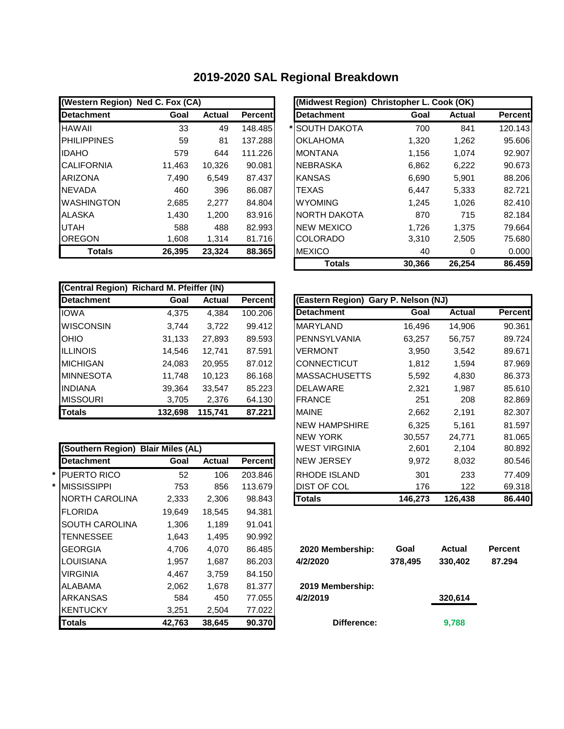# 2019-2020 SAL Regional Breakdown

| (Western Region) Ned C. Fox (CA) | | | |
|---|---|---|---|
| Detachment | Goal | Actual | Percent |
| HAWAII | 33 | 49 | 148.485 |
| PHILIPPINES | 59 | 81 | 137.288 |
| IDAHO | 579 | 644 | 111.226 |
| CALIFORNIA | 11,463 | 10,326 | 90.081 |
| ARIZONA | 7,490 | 6,549 | 87.437 |
| NEVADA | 460 | 396 | 86.087 |
| WASHINGTON | 2,685 | 2,277 | 84.804 |
| ALASKA | 1,430 | 1,200 | 83.916 |
| UTAH | 588 | 488 | 82.993 |
| OREGON | 1,608 | 1,314 | 81.716 |
| **Totals** | **26,395** | **23,324** | **88.365** |

| (Midwest Region) Christopher L. Cook (OK) | | | |
|---|---|---|---|
| Detachment | Goal | Actual | Percent |
| * SOUTH DAKOTA | 700 | 841 | 120.143 |
| OKLAHOMA | 1,320 | 1,262 | 95.606 |
| MONTANA | 1,156 | 1,074 | 92.907 |
| NEBRASKA | 6,862 | 6,222 | 90.673 |
| KANSAS | 6,690 | 5,901 | 88.206 |
| TEXAS | 6,447 | 5,333 | 82.721 |
| WYOMING | 1,245 | 1,026 | 82.410 |
| NORTH DAKOTA | 870 | 715 | 82.184 |
| NEW MEXICO | 1,726 | 1,375 | 79.664 |
| COLORADO | 3,310 | 2,505 | 75.680 |
| MEXICO | 40 | 0 | 0.000 |
| **Totals** | **30,366** | **26,254** | **86.459** |

| (Central Region) Richard M. Pfeiffer (IN) | | | |
|---|---|---|---|
| Detachment | Goal | Actual | Percent |
| IOWA | 4,375 | 4,384 | 100.206 |
| WISCONSIN | 3,744 | 3,722 | 99.412 |
| OHIO | 31,133 | 27,893 | 89.593 |
| ILLINOIS | 14,546 | 12,741 | 87.591 |
| MICHIGAN | 24,083 | 20,955 | 87.012 |
| MINNESOTA | 11,748 | 10,123 | 86.168 |
| INDIANA | 39,364 | 33,547 | 85.223 |
| MISSOURI | 3,705 | 2,376 | 64.130 |
| **Totals** | **132,698** | **115,741** | **87.221** |

| (Eastern Region) Gary P. Nelson (NJ) | | | |
|---|---|---|---|
| Detachment | Goal | Actual | Percent |
| MARYLAND | 16,496 | 14,906 | 90.361 |
| PENNSYLVANIA | 63,257 | 56,757 | 89.724 |
| VERMONT | 3,950 | 3,542 | 89.671 |
| CONNECTICUT | 1,812 | 1,594 | 87.969 |
| MASSACHUSETTS | 5,592 | 4,830 | 86.373 |
| DELAWARE | 2,321 | 1,987 | 85.610 |
| FRANCE | 251 | 208 | 82.869 |
| MAINE | 2,662 | 2,191 | 82.307 |
| NEW HAMPSHIRE | 6,325 | 5,161 | 81.597 |
| NEW YORK | 30,557 | 24,771 | 81.065 |
| WEST VIRGINIA | 2,601 | 2,104 | 80.892 |
| NEW JERSEY | 9,972 | 8,032 | 80.546 |
| RHODE ISLAND | 301 | 233 | 77.409 |
| DIST OF COL | 176 | 122 | 69.318 |
| **Totals** | **146,273** | **126,438** | **86.440** |

| (Southern Region) Blair Miles (AL) | | | |
|---|---|---|---|
| Detachment | Goal | Actual | Percent |
| * PUERTO RICO | 52 | 106 | 203.846 |
| * MISSISSIPPI | 753 | 856 | 113.679 |
| NORTH CAROLINA | 2,333 | 2,306 | 98.843 |
| FLORIDA | 19,649 | 18,545 | 94.381 |
| SOUTH CAROLINA | 1,306 | 1,189 | 91.041 |
| TENNESSEE | 1,643 | 1,495 | 90.992 |
| GEORGIA | 4,706 | 4,070 | 86.485 |
| LOUISIANA | 1,957 | 1,687 | 86.203 |
| VIRGINIA | 4,467 | 3,759 | 84.150 |
| ALABAMA | 2,062 | 1,678 | 81.377 |
| ARKANSAS | 584 | 450 | 77.055 |
| KENTUCKY | 3,251 | 2,504 | 77.022 |
| **Totals** | **42,763** | **38,645** | **90.370** |

| | Goal | Actual | Percent |
|---|---|---|---|
| **2020 Membership:** 4/2/2020 | **378,495** | **330,402** | **87.294** |
| **2019 Membership:** 4/2/2019 | | **320,614** | |
| **Difference:** | | **9,788** | |